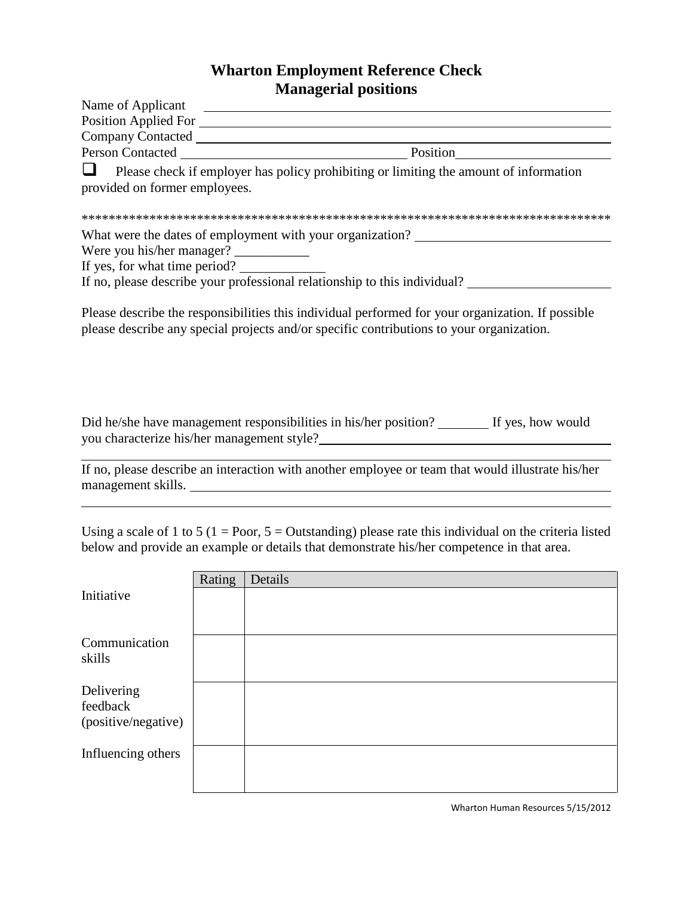# Wharton Employment Reference Check
## Managerial positions

Name of Applicant ______________________________________________

Position Applied For ______________________________________________

Company Contacted ______________________________________________

Person Contacted ______________________________ Position ____________________

☐ Please check if employer has policy prohibiting or limiting the amount of information provided on former employees.

*******************************************************************************

What were the dates of employment with your organization? ____________________________

Were you his/her manager? ___________

If yes, for what time period? ____________

If no, please describe your professional relationship to this individual? ____________________

Please describe the responsibilities this individual performed for your organization. If possible please describe any special projects and/or specific contributions to your organization.

Did he/she have management responsibilities in his/her position? _______ If yes, how would you characterize his/her management style? ________________________________________

______________________________________________________________________________

If no, please describe an interaction with another employee or team that would illustrate his/her management skills. ______________________________________________________________

______________________________________________________________________________

Using a scale of 1 to 5 (1 = Poor, 5 = Outstanding) please rate this individual on the criteria listed below and provide an example or details that demonstrate his/her competence in that area.

| | Rating | Details |
|---|---|---|
| Initiative | | |
| Communication skills | | |
| Delivering feedback (positive/negative) | | |
| Influencing others | | |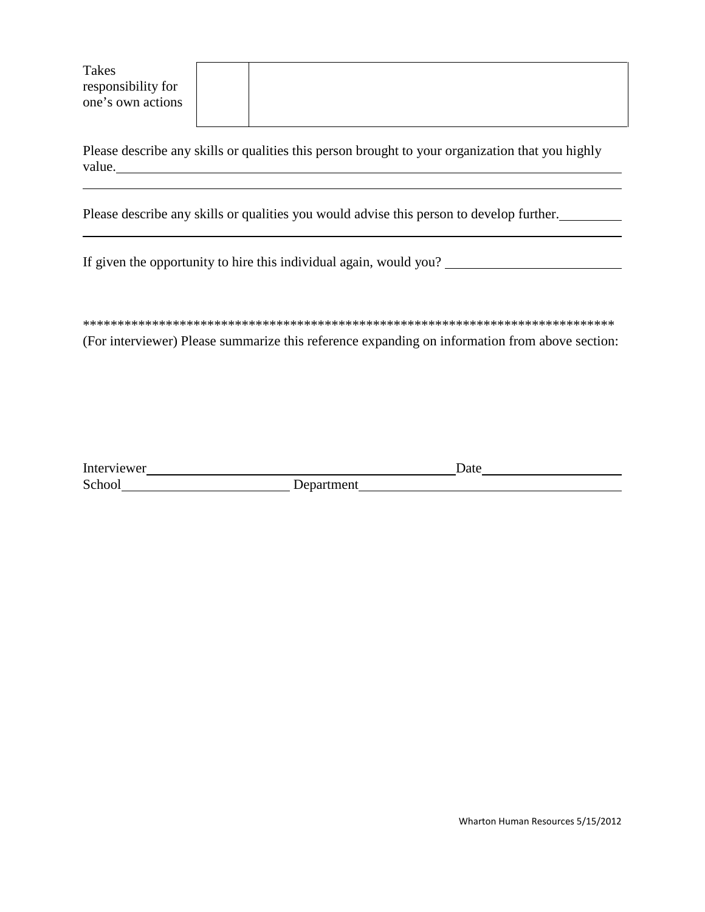| | | |
|---|---|---|
| Takes responsibility for one's own actions | | |

Please describe any skills or qualities this person brought to your organization that you highly value.\_\_\_\_\_\_\_\_\_\_\_\_\_\_\_\_\_\_\_\_\_\_\_\_\_\_\_\_\_\_\_\_\_\_\_\_\_\_\_\_\_\_\_\_\_\_\_\_\_\_\_\_\_\_\_\_\_\_\_\_

\_\_\_\_\_\_\_\_\_\_\_\_\_\_\_\_\_\_\_\_\_\_\_\_\_\_\_\_\_\_\_\_\_\_\_\_\_\_\_\_\_\_\_\_\_\_\_\_\_\_\_\_\_\_\_\_\_\_\_\_\_\_\_\_\_\_\_\_\_\_\_\_\_\_\_\_\_\_

Please describe any skills or qualities you would advise this person to develop further.\_\_\_\_\_\_\_\_\_\_

\_\_\_\_\_\_\_\_\_\_\_\_\_\_\_\_\_\_\_\_\_\_\_\_\_\_\_\_\_\_\_\_\_\_\_\_\_\_\_\_\_\_\_\_\_\_\_\_\_\_\_\_\_\_\_\_\_\_\_\_\_\_\_\_\_\_\_\_\_\_\_\_\_\_\_\_\_\_

If given the opportunity to hire this individual again, would you? \_\_\_\_\_\_\_\_\_\_\_\_\_\_\_\_\_\_\_\_\_\_\_\_\_\_

******************************************************************************

(For interviewer) Please summarize this reference expanding on information from above section:

Interviewer\_\_\_\_\_\_\_\_\_\_\_\_\_\_\_\_\_\_\_\_\_\_\_\_\_\_\_\_\_\_\_\_\_\_\_\_\_\_\_\_\_\_\_\_\_\_Date\_\_\_\_\_\_\_\_\_\_\_\_\_\_\_\_\_\_\_\_\_\_

School\_\_\_\_\_\_\_\_\_\_\_\_\_\_\_\_\_\_\_\_\_\_\_\_\_\_ Department\_\_\_\_\_\_\_\_\_\_\_\_\_\_\_\_\_\_\_\_\_\_\_\_\_\_\_\_\_\_\_\_\_\_\_\_\_\_\_\_\_\_

Wharton Human Resources 5/15/2012